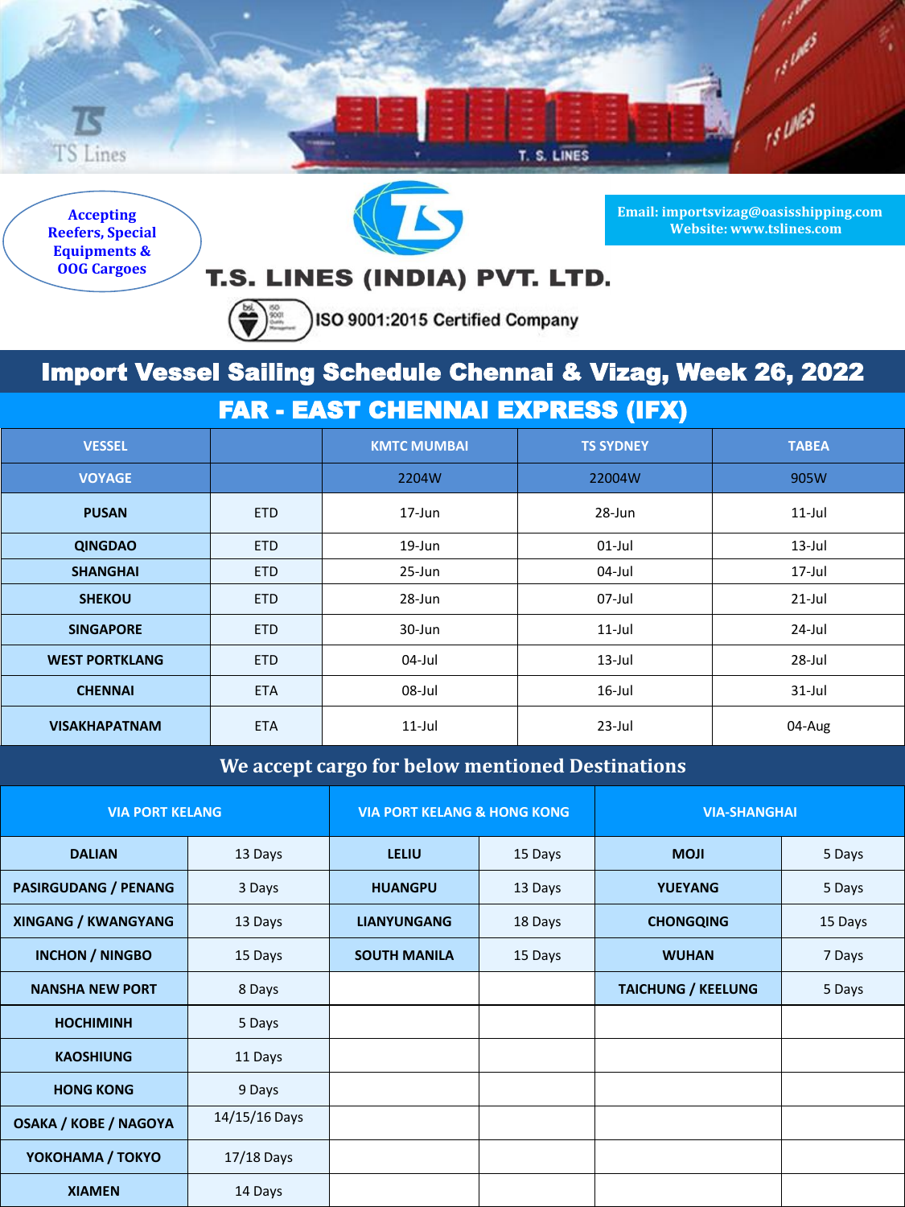Accepting Reefers, Special Equipments & OOG Cargoes

# T.S. LINES (INDIA) PVT. LTD.

ISO 9001:2015 Certified Company

Email: importsvizag@oasisshipping.com
Website: www.tslines.com

## Import Vessel Sailing Schedule Chennai & Vizag, Week 26, 2022

### FAR - EAST CHENNAI EXPRESS (IFX)

| VESSEL | | KMTC MUMBAI | TS SYDNEY | TABEA |
|---|---|---|---|---|
| VOYAGE | | 2204W | 22004W | 905W |
| PUSAN | ETD | 17-Jun | 28-Jun | 11-Jul |
| QINGDAO | ETD | 19-Jun | 01-Jul | 13-Jul |
| SHANGHAI | ETD | 25-Jun | 04-Jul | 17-Jul |
| SHEKOU | ETD | 28-Jun | 07-Jul | 21-Jul |
| SINGAPORE | ETD | 30-Jun | 11-Jul | 24-Jul |
| WEST PORTKLANG | ETD | 04-Jul | 13-Jul | 28-Jul |
| CHENNAI | ETA | 08-Jul | 16-Jul | 31-Jul |
| VISAKHAPATNAM | ETA | 11-Jul | 23-Jul | 04-Aug |

### We accept cargo for below mentioned Destinations

| VIA PORT KELANG | | VIA PORT KELANG & HONG KONG | | VIA-SHANGHAI | |
|---|---|---|---|---|---|
| DALIAN | 13 Days | LELIU | 15 Days | MOJI | 5 Days |
| PASIRGUDANG / PENANG | 3 Days | HUANGPU | 13 Days | YUEYANG | 5 Days |
| XINGANG / KWANGYANG | 13 Days | LIANYUNGANG | 18 Days | CHONGQING | 15 Days |
| INCHON / NINGBO | 15 Days | SOUTH MANILA | 15 Days | WUHAN | 7 Days |
| NANSHA NEW PORT | 8 Days | | | TAICHUNG / KEELUNG | 5 Days |
| HOCHIMINH | 5 Days | | | | |
| KAOSHIUNG | 11 Days | | | | |
| HONG KONG | 9 Days | | | | |
| OSAKA / KOBE / NAGOYA | 14/15/16 Days | | | | |
| YOKOHAMA / TOKYO | 17/18 Days | | | | |
| XIAMEN | 14 Days | | | | |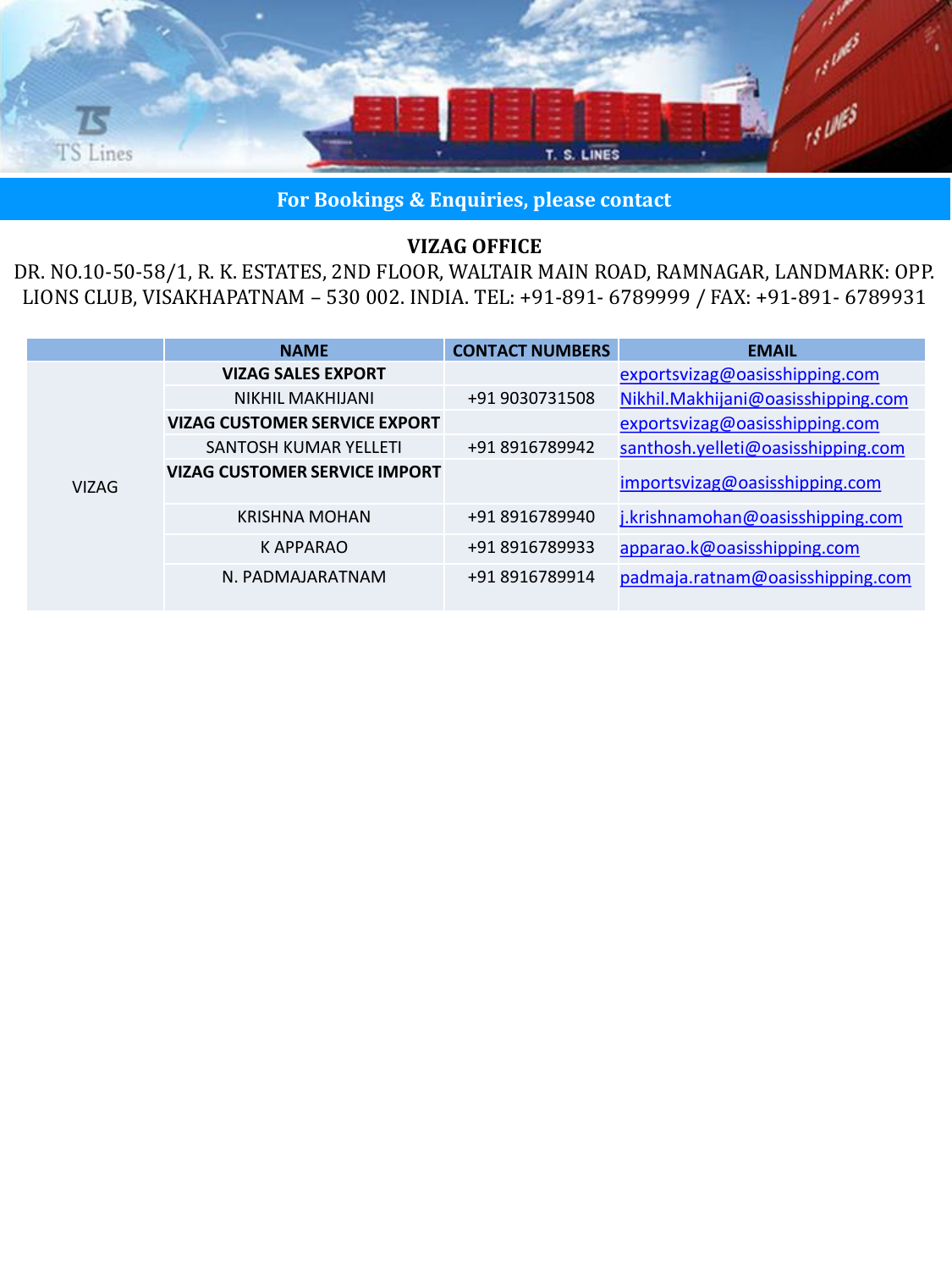**For Bookings & Enquiries, please contact**

**VIZAG OFFICE**

DR. NO.10-50-58/1, R. K. ESTATES, 2ND FLOOR, WALTAIR MAIN ROAD, RAMNAGAR, LANDMARK: OPP. LIONS CLUB, VISAKHAPATNAM – 530 002. INDIA. TEL: +91-891- 6789999 / FAX: +91-891- 6789931

| | NAME | CONTACT NUMBERS | EMAIL |
|---|---|---|---|
| VIZAG | **VIZAG SALES EXPORT** | | exportsvizag@oasisshipping.com |
| | NIKHIL MAKHIJANI | +91 9030731508 | Nikhil.Makhijani@oasisshipping.com |
| | **VIZAG CUSTOMER SERVICE EXPORT** | | exportsvizag@oasisshipping.com |
| | SANTOSH KUMAR YELLETI | +91 8916789942 | santhosh.yelleti@oasisshipping.com |
| | **VIZAG CUSTOMER SERVICE IMPORT** | | importsvizag@oasisshipping.com |
| | KRISHNA MOHAN | +91 8916789940 | j.krishnamohan@oasisshipping.com |
| | K APPARAO | +91 8916789933 | apparao.k@oasisshipping.com |
| | N. PADMAJARATNAM | +91 8916789914 | padmaja.ratnam@oasisshipping.com |